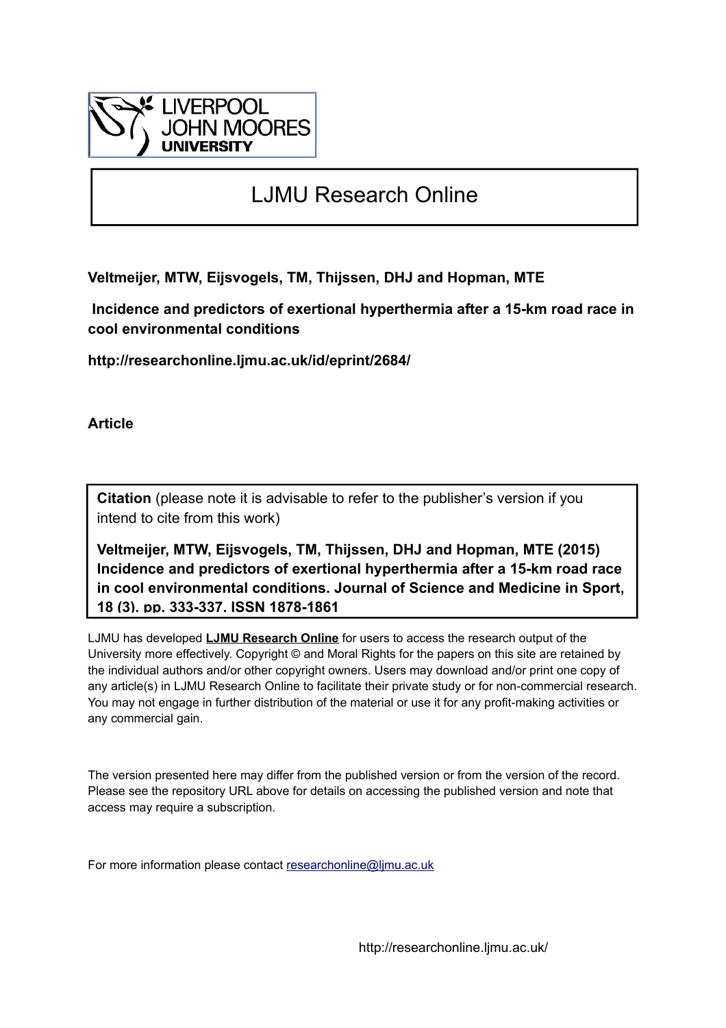LIVERPOOL JOHN MOORES UNIVERSITY

# LJMU Research Online

**Veltmeijer, MTW, Eijsvogels, TM, Thijssen, DHJ and Hopman, MTE**

**Incidence and predictors of exertional hyperthermia after a 15-km road race in cool environmental conditions**

**http://researchonline.ljmu.ac.uk/id/eprint/2684/**

**Article**

**Citation** (please note it is advisable to refer to the publisher's version if you intend to cite from this work)

**Veltmeijer, MTW, Eijsvogels, TM, Thijssen, DHJ and Hopman, MTE (2015) Incidence and predictors of exertional hyperthermia after a 15-km road race in cool environmental conditions. Journal of Science and Medicine in Sport, 18 (3). pp. 333-337. ISSN 1878-1861**

LJMU has developed **LJMU Research Online** for users to access the research output of the University more effectively. Copyright © and Moral Rights for the papers on this site are retained by the individual authors and/or other copyright owners. Users may download and/or print one copy of any article(s) in LJMU Research Online to facilitate their private study or for non-commercial research. You may not engage in further distribution of the material or use it for any profit-making activities or any commercial gain.

The version presented here may differ from the published version or from the version of the record. Please see the repository URL above for details on accessing the published version and note that access may require a subscription.

For more information please contact researchonline@ljmu.ac.uk

http://researchonline.ljmu.ac.uk/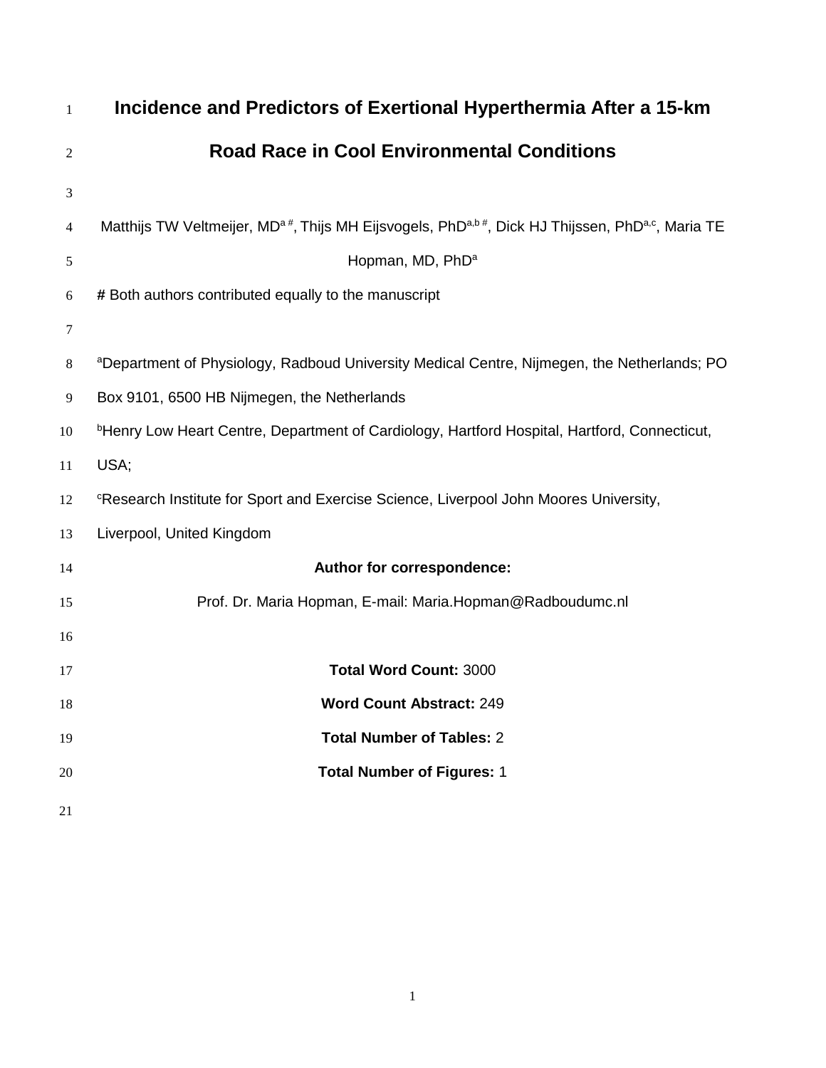# Incidence and Predictors of Exertional Hyperthermia After a 15-km Road Race in Cool Environmental Conditions

Matthijs TW Veltmeijer, MD[a #], Thijs MH Eijsvogels, PhD[a,b #], Dick HJ Thijssen, PhD[a,c], Maria TE Hopman, MD, PhD[a]

**#** Both authors contributed equally to the manuscript

[a]Department of Physiology, Radboud University Medical Centre, Nijmegen, the Netherlands; PO Box 9101, 6500 HB Nijmegen, the Netherlands

[b]Henry Low Heart Centre, Department of Cardiology, Hartford Hospital, Hartford, Connecticut, USA;

[c]Research Institute for Sport and Exercise Science, Liverpool John Moores University, Liverpool, United Kingdom

**Author for correspondence:**

Prof. Dr. Maria Hopman, E-mail: Maria.Hopman@Radboudumc.nl

**Total Word Count:** 3000

**Word Count Abstract:** 249

**Total Number of Tables:** 2

**Total Number of Figures:** 1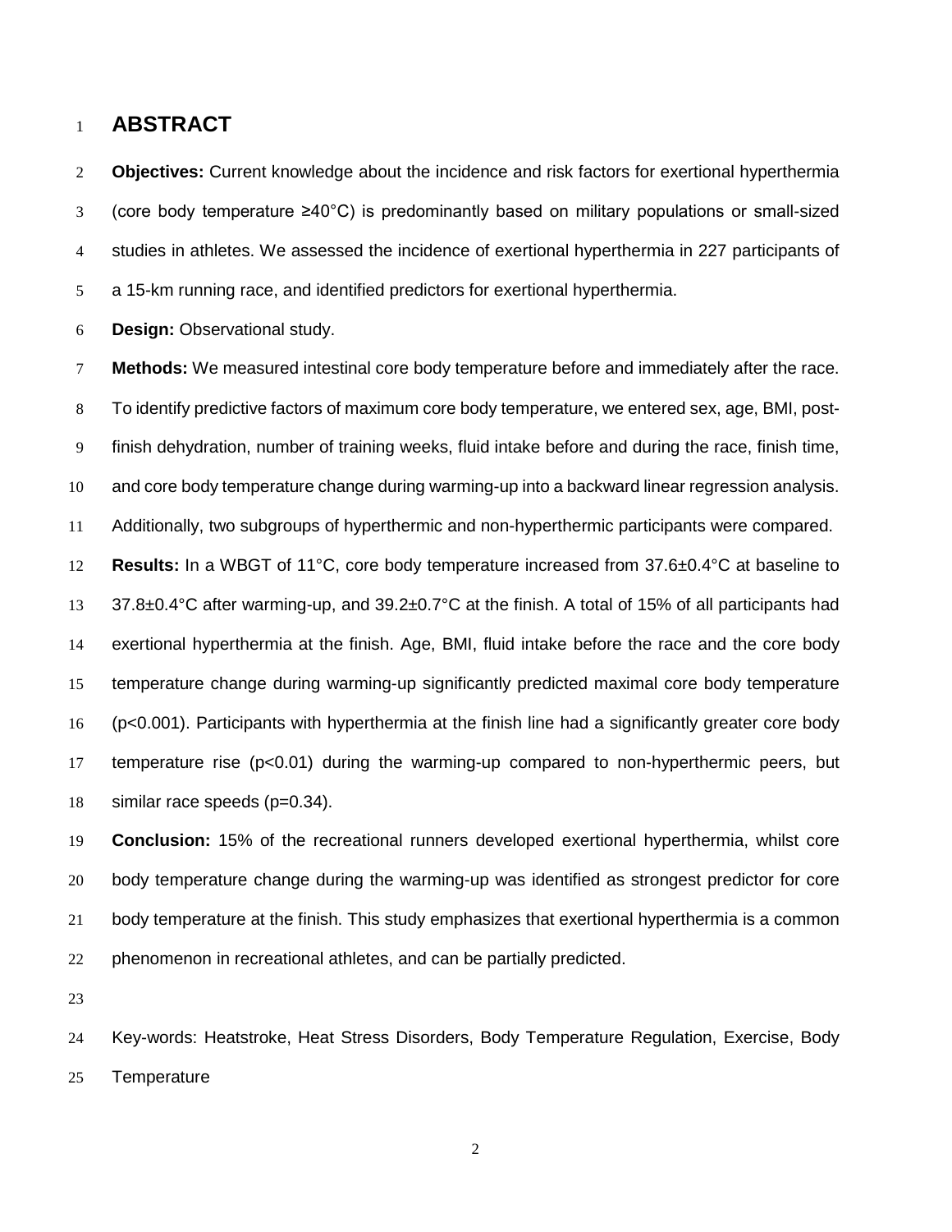# ABSTRACT

**Objectives:** Current knowledge about the incidence and risk factors for exertional hyperthermia (core body temperature ≥40°C) is predominantly based on military populations or small-sized studies in athletes. We assessed the incidence of exertional hyperthermia in 227 participants of a 15-km running race, and identified predictors for exertional hyperthermia.

**Design:** Observational study.

**Methods:** We measured intestinal core body temperature before and immediately after the race. To identify predictive factors of maximum core body temperature, we entered sex, age, BMI, post-finish dehydration, number of training weeks, fluid intake before and during the race, finish time, and core body temperature change during warming-up into a backward linear regression analysis. Additionally, two subgroups of hyperthermic and non-hyperthermic participants were compared.

**Results:** In a WBGT of 11°C, core body temperature increased from 37.6±0.4°C at baseline to 37.8±0.4°C after warming-up, and 39.2±0.7°C at the finish. A total of 15% of all participants had exertional hyperthermia at the finish. Age, BMI, fluid intake before the race and the core body temperature change during warming-up significantly predicted maximal core body temperature ($p<0.001$). Participants with hyperthermia at the finish line had a significantly greater core body temperature rise ($p<0.01$) during the warming-up compared to non-hyperthermic peers, but similar race speeds ($p=0.34$).

**Conclusion:** 15% of the recreational runners developed exertional hyperthermia, whilst core body temperature change during the warming-up was identified as strongest predictor for core body temperature at the finish. This study emphasizes that exertional hyperthermia is a common phenomenon in recreational athletes, and can be partially predicted.

Key-words: Heatstroke, Heat Stress Disorders, Body Temperature Regulation, Exercise, Body Temperature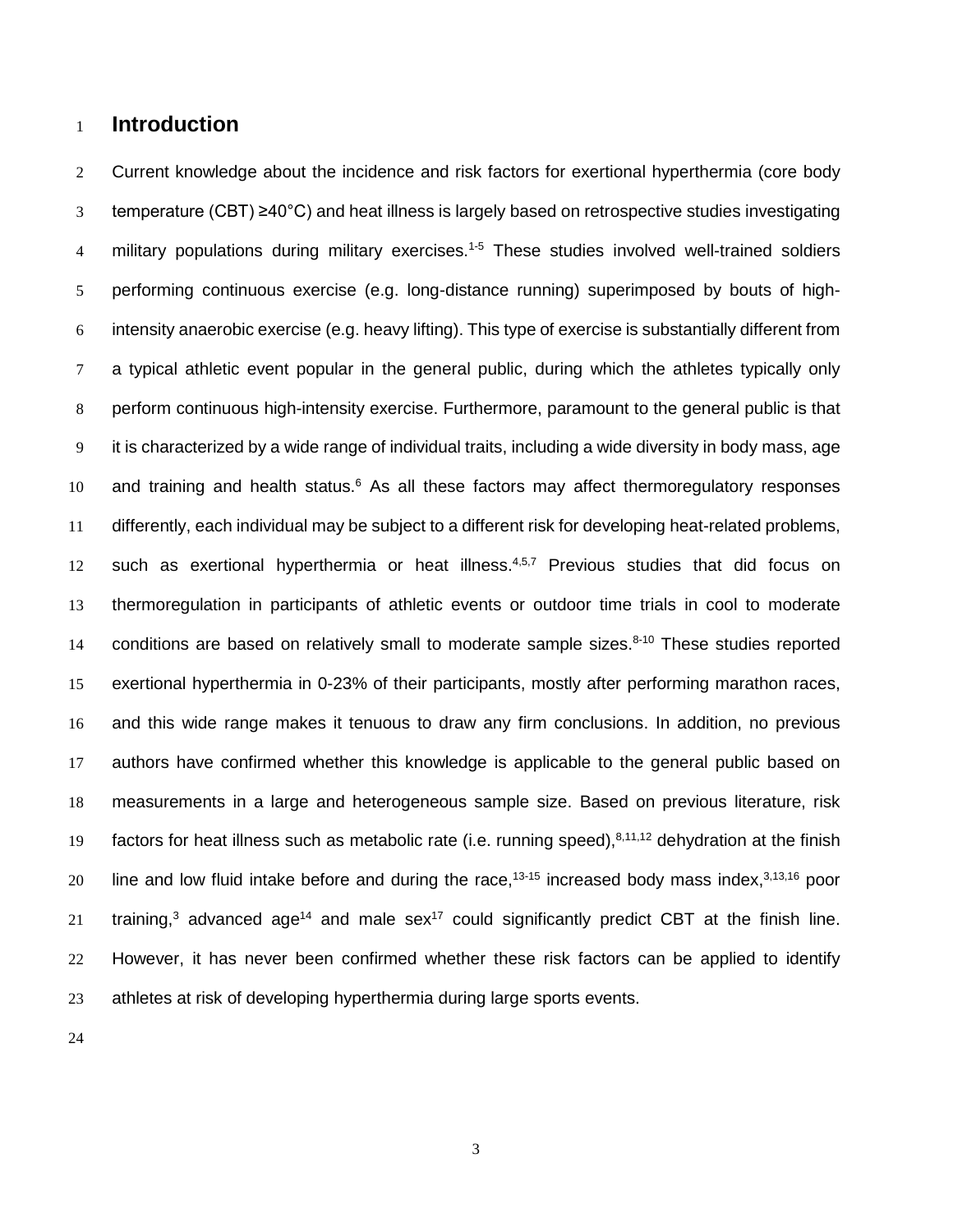# Introduction

Current knowledge about the incidence and risk factors for exertional hyperthermia (core body temperature (CBT) ≥40°C) and heat illness is largely based on retrospective studies investigating military populations during military exercises.[1-5] These studies involved well-trained soldiers performing continuous exercise (e.g. long-distance running) superimposed by bouts of high-intensity anaerobic exercise (e.g. heavy lifting). This type of exercise is substantially different from a typical athletic event popular in the general public, during which the athletes typically only perform continuous high-intensity exercise. Furthermore, paramount to the general public is that it is characterized by a wide range of individual traits, including a wide diversity in body mass, age and training and health status.[6] As all these factors may affect thermoregulatory responses differently, each individual may be subject to a different risk for developing heat-related problems, such as exertional hyperthermia or heat illness.[4,5,7] Previous studies that did focus on thermoregulation in participants of athletic events or outdoor time trials in cool to moderate conditions are based on relatively small to moderate sample sizes.[8-10] These studies reported exertional hyperthermia in 0-23% of their participants, mostly after performing marathon races, and this wide range makes it tenuous to draw any firm conclusions. In addition, no previous authors have confirmed whether this knowledge is applicable to the general public based on measurements in a large and heterogeneous sample size. Based on previous literature, risk factors for heat illness such as metabolic rate (i.e. running speed),[8,11,12] dehydration at the finish line and low fluid intake before and during the race,[13-15] increased body mass index,[3,13,16] poor training,[3] advanced age[14] and male sex[17] could significantly predict CBT at the finish line. However, it has never been confirmed whether these risk factors can be applied to identify athletes at risk of developing hyperthermia during large sports events.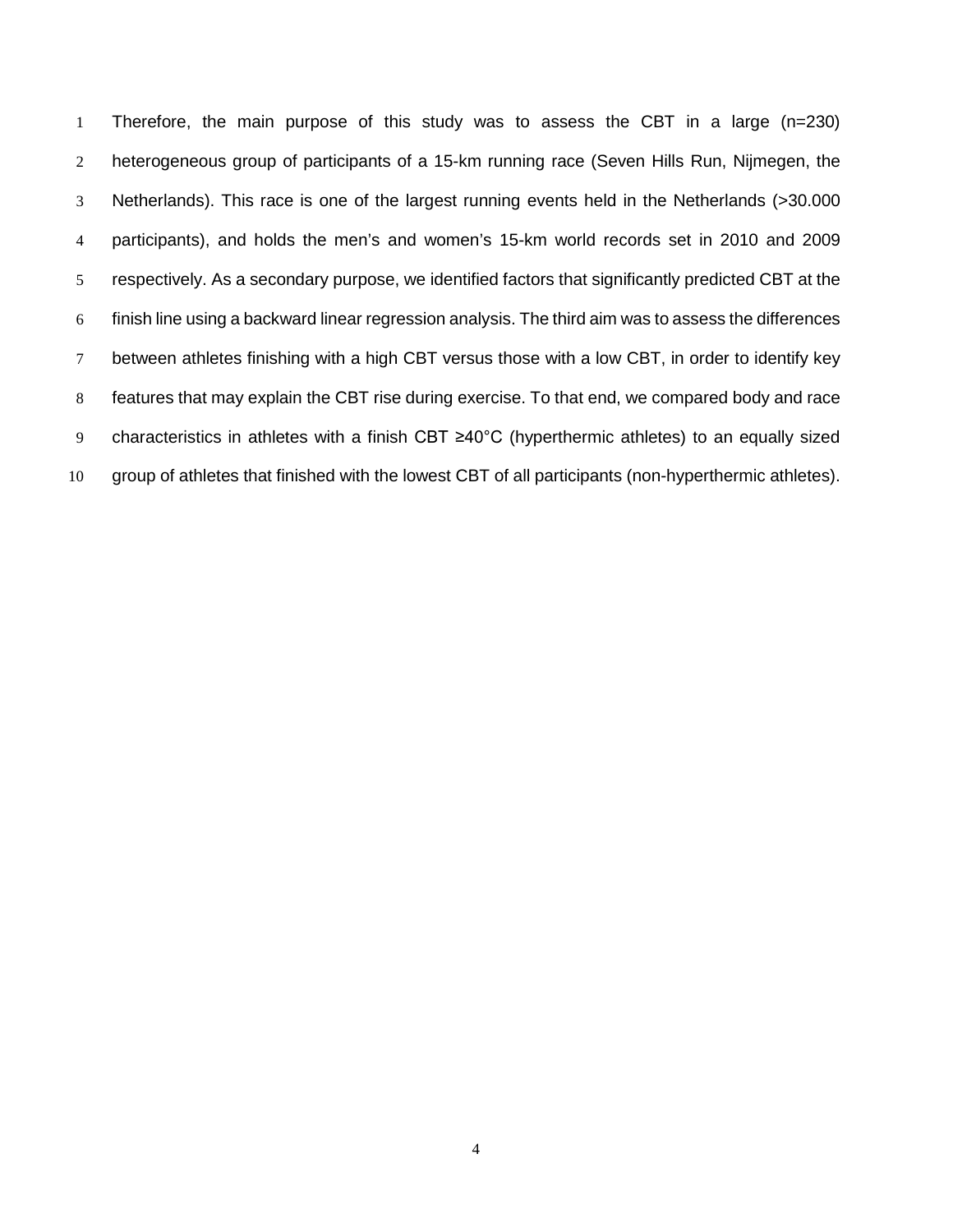Therefore, the main purpose of this study was to assess the CBT in a large (n=230) heterogeneous group of participants of a 15-km running race (Seven Hills Run, Nijmegen, the Netherlands). This race is one of the largest running events held in the Netherlands (>30.000 participants), and holds the men's and women's 15-km world records set in 2010 and 2009 respectively. As a secondary purpose, we identified factors that significantly predicted CBT at the finish line using a backward linear regression analysis. The third aim was to assess the differences between athletes finishing with a high CBT versus those with a low CBT, in order to identify key features that may explain the CBT rise during exercise. To that end, we compared body and race characteristics in athletes with a finish CBT ≥40°C (hyperthermic athletes) to an equally sized group of athletes that finished with the lowest CBT of all participants (non-hyperthermic athletes).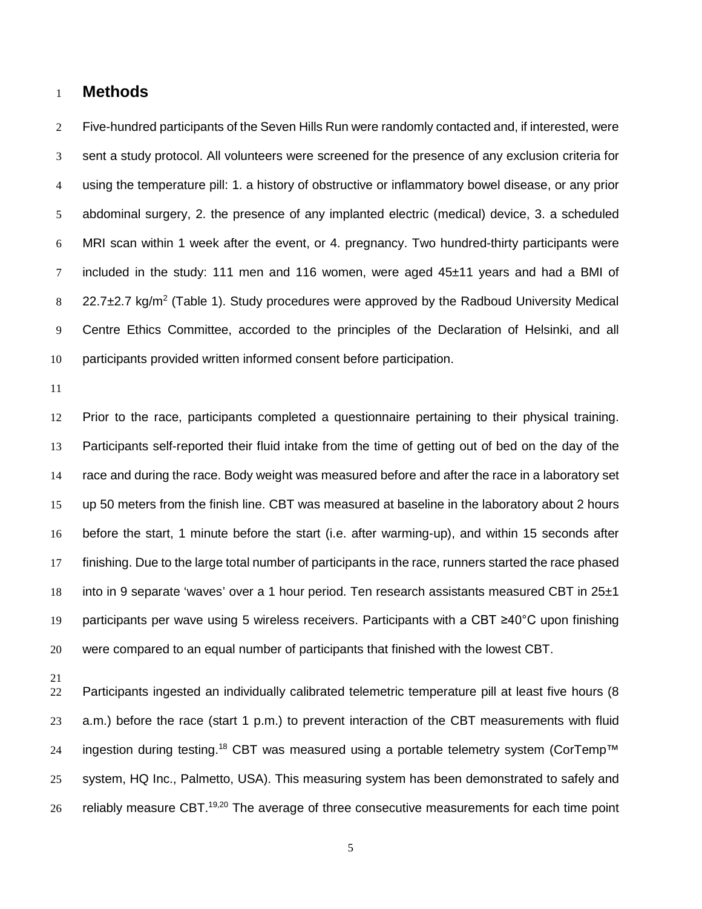# Methods

Five-hundred participants of the Seven Hills Run were randomly contacted and, if interested, were sent a study protocol. All volunteers were screened for the presence of any exclusion criteria for using the temperature pill: 1. a history of obstructive or inflammatory bowel disease, or any prior abdominal surgery, 2. the presence of any implanted electric (medical) device, 3. a scheduled MRI scan within 1 week after the event, or 4. pregnancy. Two hundred-thirty participants were included in the study: 111 men and 116 women, were aged 45±11 years and had a BMI of 22.7±2.7 kg/m$^2$ (Table 1). Study procedures were approved by the Radboud University Medical Centre Ethics Committee, accorded to the principles of the Declaration of Helsinki, and all participants provided written informed consent before participation.

Prior to the race, participants completed a questionnaire pertaining to their physical training. Participants self-reported their fluid intake from the time of getting out of bed on the day of the race and during the race. Body weight was measured before and after the race in a laboratory set up 50 meters from the finish line. CBT was measured at baseline in the laboratory about 2 hours before the start, 1 minute before the start (i.e. after warming-up), and within 15 seconds after finishing. Due to the large total number of participants in the race, runners started the race phased into in 9 separate 'waves' over a 1 hour period. Ten research assistants measured CBT in 25±1 participants per wave using 5 wireless receivers. Participants with a CBT ≥40°C upon finishing were compared to an equal number of participants that finished with the lowest CBT.

Participants ingested an individually calibrated telemetric temperature pill at least five hours (8 a.m.) before the race (start 1 p.m.) to prevent interaction of the CBT measurements with fluid ingestion during testing.[18] CBT was measured using a portable telemetry system (CorTemp™ system, HQ Inc., Palmetto, USA). This measuring system has been demonstrated to safely and reliably measure CBT.[19,20] The average of three consecutive measurements for each time point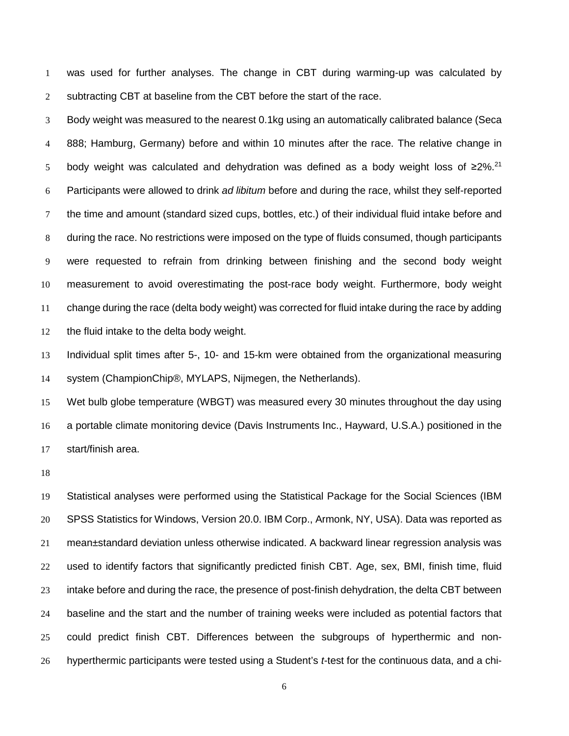was used for further analyses. The change in CBT during warming-up was calculated by subtracting CBT at baseline from the CBT before the start of the race.

Body weight was measured to the nearest 0.1kg using an automatically calibrated balance (Seca 888; Hamburg, Germany) before and within 10 minutes after the race. The relative change in body weight was calculated and dehydration was defined as a body weight loss of ≥2%.[21] Participants were allowed to drink *ad libitum* before and during the race, whilst they self-reported the time and amount (standard sized cups, bottles, etc.) of their individual fluid intake before and during the race. No restrictions were imposed on the type of fluids consumed, though participants were requested to refrain from drinking between finishing and the second body weight measurement to avoid overestimating the post-race body weight. Furthermore, body weight change during the race (delta body weight) was corrected for fluid intake during the race by adding the fluid intake to the delta body weight.

Individual split times after 5-, 10- and 15-km were obtained from the organizational measuring system (ChampionChip®, MYLAPS, Nijmegen, the Netherlands).

Wet bulb globe temperature (WBGT) was measured every 30 minutes throughout the day using a portable climate monitoring device (Davis Instruments Inc., Hayward, U.S.A.) positioned in the start/finish area.

Statistical analyses were performed using the Statistical Package for the Social Sciences (IBM SPSS Statistics for Windows, Version 20.0. IBM Corp., Armonk, NY, USA). Data was reported as mean±standard deviation unless otherwise indicated. A backward linear regression analysis was used to identify factors that significantly predicted finish CBT. Age, sex, BMI, finish time, fluid intake before and during the race, the presence of post-finish dehydration, the delta CBT between baseline and the start and the number of training weeks were included as potential factors that could predict finish CBT. Differences between the subgroups of hyperthermic and non-hyperthermic participants were tested using a Student's *t*-test for the continuous data, and a chi-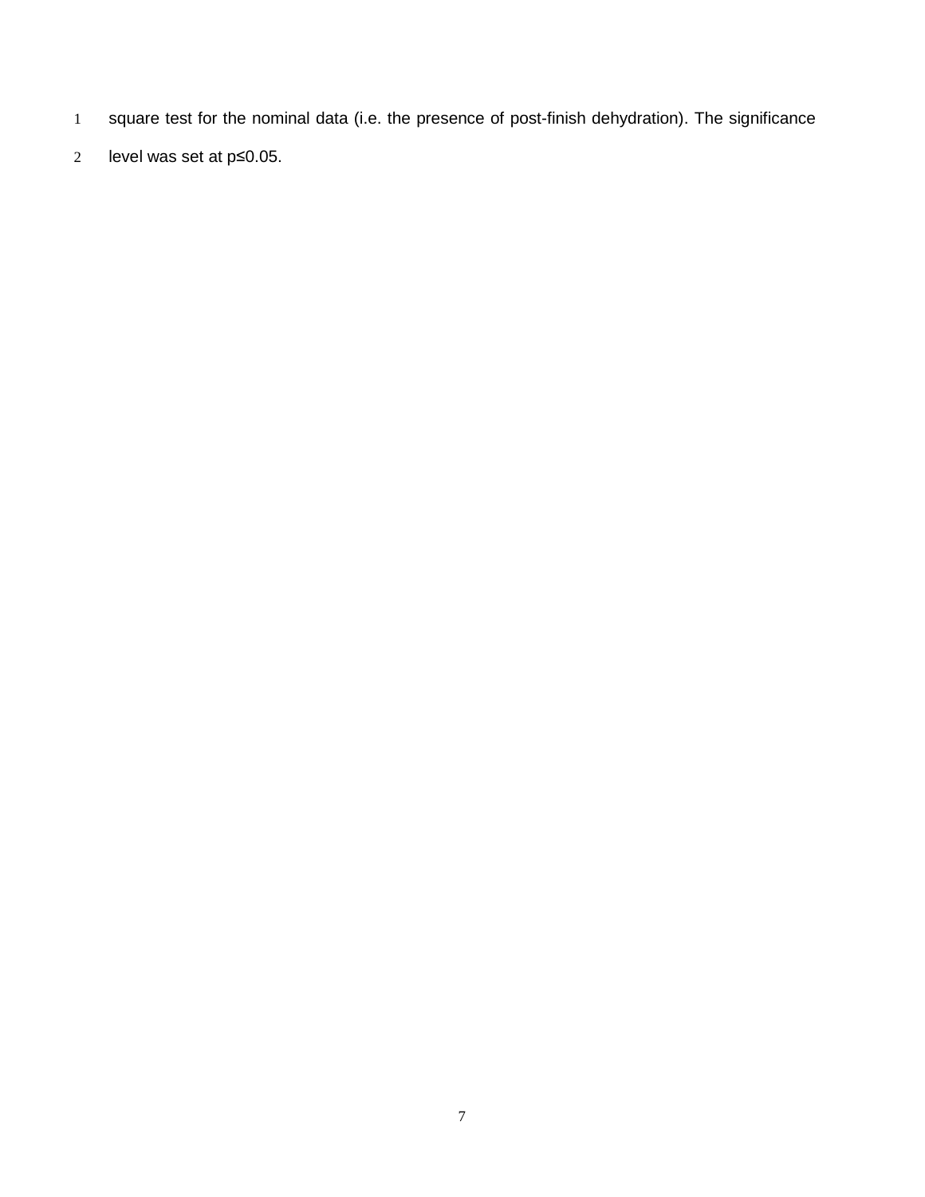square test for the nominal data (i.e. the presence of post-finish dehydration). The significance level was set at $p \leq 0.05$.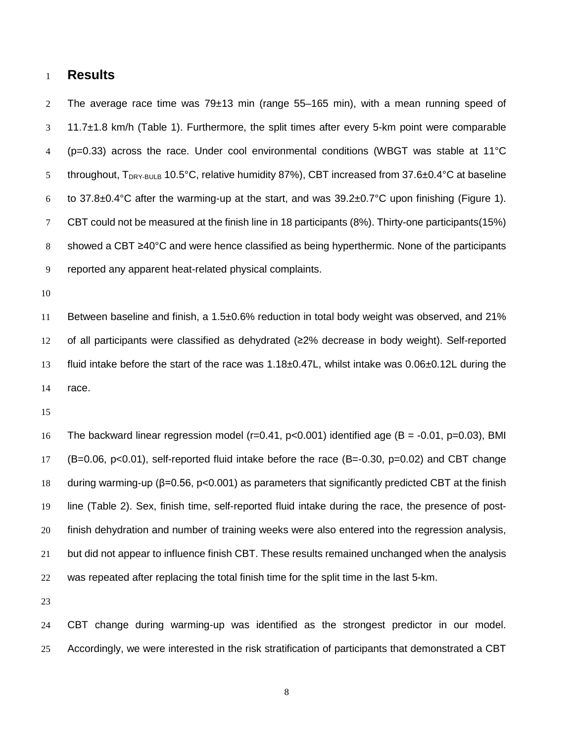## Results

The average race time was 79±13 min (range 55–165 min), with a mean running speed of 11.7±1.8 km/h (Table 1). Furthermore, the split times after every 5-km point were comparable ($p=0.33$) across the race. Under cool environmental conditions (WBGT was stable at 11°C throughout, $T_{DRY\text{-}BULB}$ 10.5°C, relative humidity 87%), CBT increased from 37.6±0.4°C at baseline to 37.8±0.4°C after the warming-up at the start, and was 39.2±0.7°C upon finishing (Figure 1). CBT could not be measured at the finish line in 18 participants (8%). Thirty-one participants(15%) showed a CBT ≥40°C and were hence classified as being hyperthermic. None of the participants reported any apparent heat-related physical complaints.

Between baseline and finish, a 1.5±0.6% reduction in total body weight was observed, and 21% of all participants were classified as dehydrated (≥2% decrease in body weight). Self-reported fluid intake before the start of the race was 1.18±0.47L, whilst intake was 0.06±0.12L during the race.

The backward linear regression model ($r=0.41$, $p<0.001$) identified age ($B = -0.01$, $p=0.03$), BMI ($B=0.06$, $p<0.01$), self-reported fluid intake before the race ($B=-0.30$, $p=0.02$) and CBT change during warming-up ($\beta=0.56$, $p<0.001$) as parameters that significantly predicted CBT at the finish line (Table 2). Sex, finish time, self-reported fluid intake during the race, the presence of post-finish dehydration and number of training weeks were also entered into the regression analysis, but did not appear to influence finish CBT. These results remained unchanged when the analysis was repeated after replacing the total finish time for the split time in the last 5-km.

CBT change during warming-up was identified as the strongest predictor in our model. Accordingly, we were interested in the risk stratification of participants that demonstrated a CBT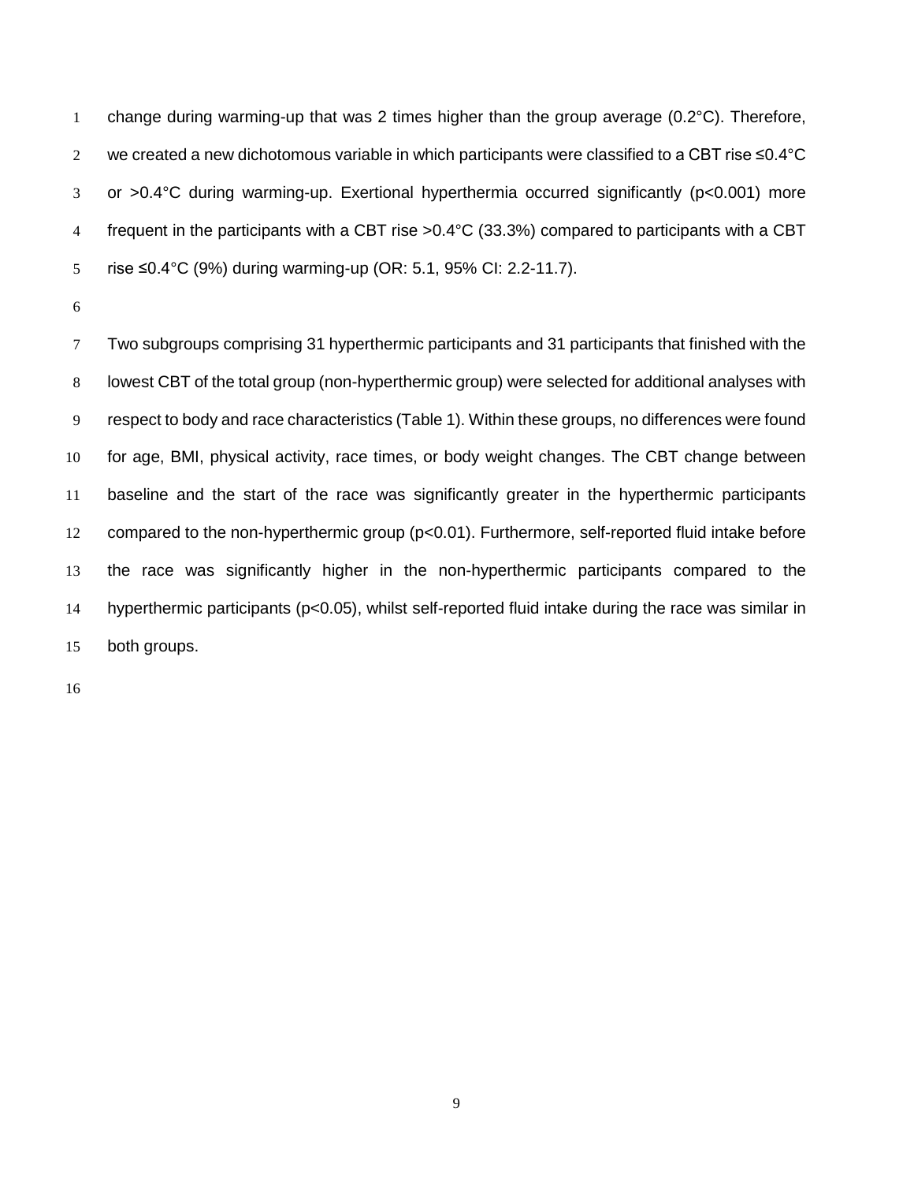change during warming-up that was 2 times higher than the group average (0.2°C). Therefore, we created a new dichotomous variable in which participants were classified to a CBT rise ≤0.4°C or >0.4°C during warming-up. Exertional hyperthermia occurred significantly ($p<0.001$) more frequent in the participants with a CBT rise >0.4°C (33.3%) compared to participants with a CBT rise ≤0.4°C (9%) during warming-up (OR: 5.1, 95% CI: 2.2-11.7).

Two subgroups comprising 31 hyperthermic participants and 31 participants that finished with the lowest CBT of the total group (non-hyperthermic group) were selected for additional analyses with respect to body and race characteristics (Table 1). Within these groups, no differences were found for age, BMI, physical activity, race times, or body weight changes. The CBT change between baseline and the start of the race was significantly greater in the hyperthermic participants compared to the non-hyperthermic group ($p<0.01$). Furthermore, self-reported fluid intake before the race was significantly higher in the non-hyperthermic participants compared to the hyperthermic participants ($p<0.05$), whilst self-reported fluid intake during the race was similar in both groups.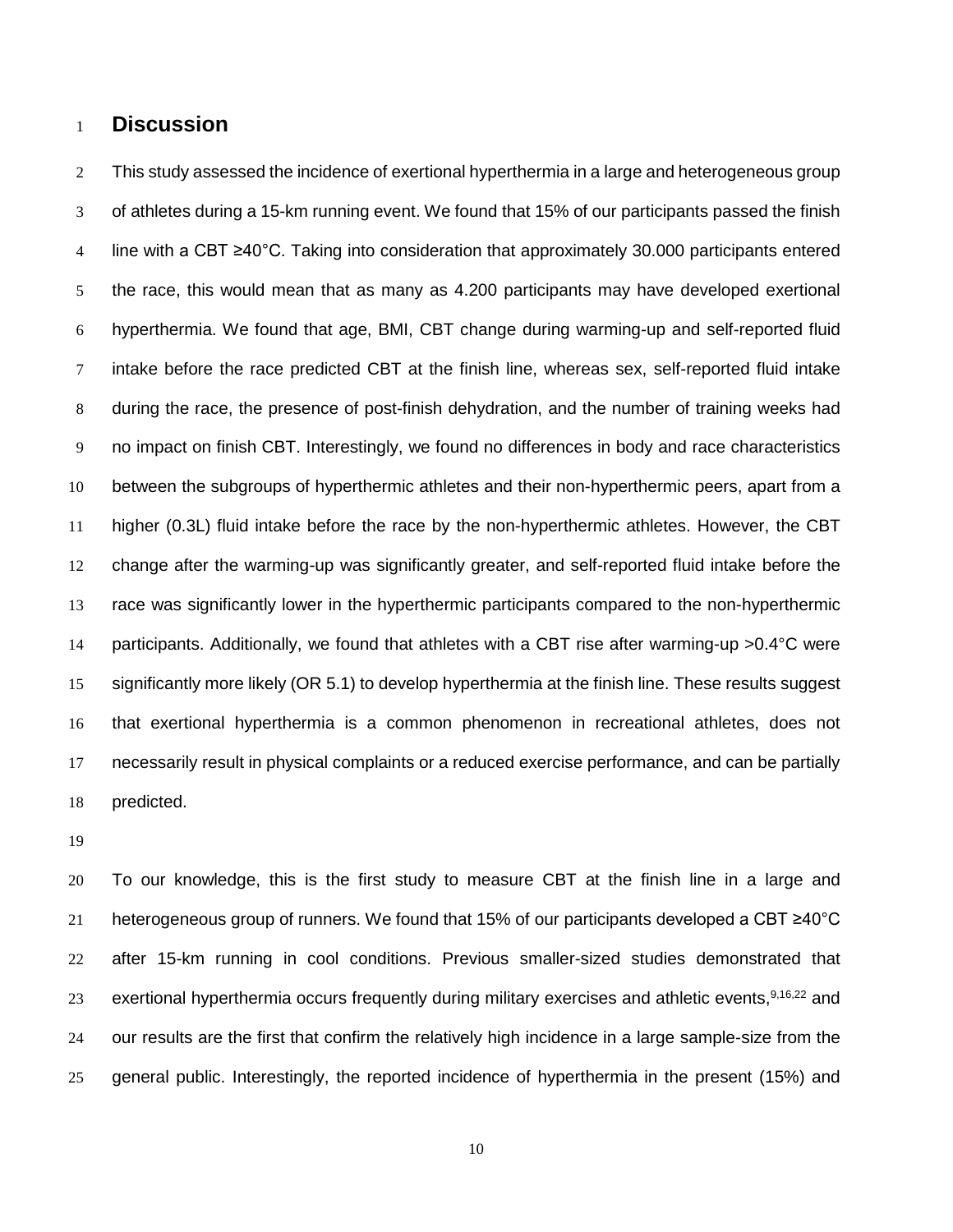# Discussion

This study assessed the incidence of exertional hyperthermia in a large and heterogeneous group of athletes during a 15-km running event. We found that 15% of our participants passed the finish line with a CBT ≥40°C. Taking into consideration that approximately 30.000 participants entered the race, this would mean that as many as 4.200 participants may have developed exertional hyperthermia. We found that age, BMI, CBT change during warming-up and self-reported fluid intake before the race predicted CBT at the finish line, whereas sex, self-reported fluid intake during the race, the presence of post-finish dehydration, and the number of training weeks had no impact on finish CBT. Interestingly, we found no differences in body and race characteristics between the subgroups of hyperthermic athletes and their non-hyperthermic peers, apart from a higher (0.3L) fluid intake before the race by the non-hyperthermic athletes. However, the CBT change after the warming-up was significantly greater, and self-reported fluid intake before the race was significantly lower in the hyperthermic participants compared to the non-hyperthermic participants. Additionally, we found that athletes with a CBT rise after warming-up >0.4°C were significantly more likely (OR 5.1) to develop hyperthermia at the finish line. These results suggest that exertional hyperthermia is a common phenomenon in recreational athletes, does not necessarily result in physical complaints or a reduced exercise performance, and can be partially predicted.

To our knowledge, this is the first study to measure CBT at the finish line in a large and heterogeneous group of runners. We found that 15% of our participants developed a CBT ≥40°C after 15-km running in cool conditions. Previous smaller-sized studies demonstrated that exertional hyperthermia occurs frequently during military exercises and athletic events,[9,16,22] and our results are the first that confirm the relatively high incidence in a large sample-size from the general public. Interestingly, the reported incidence of hyperthermia in the present (15%) and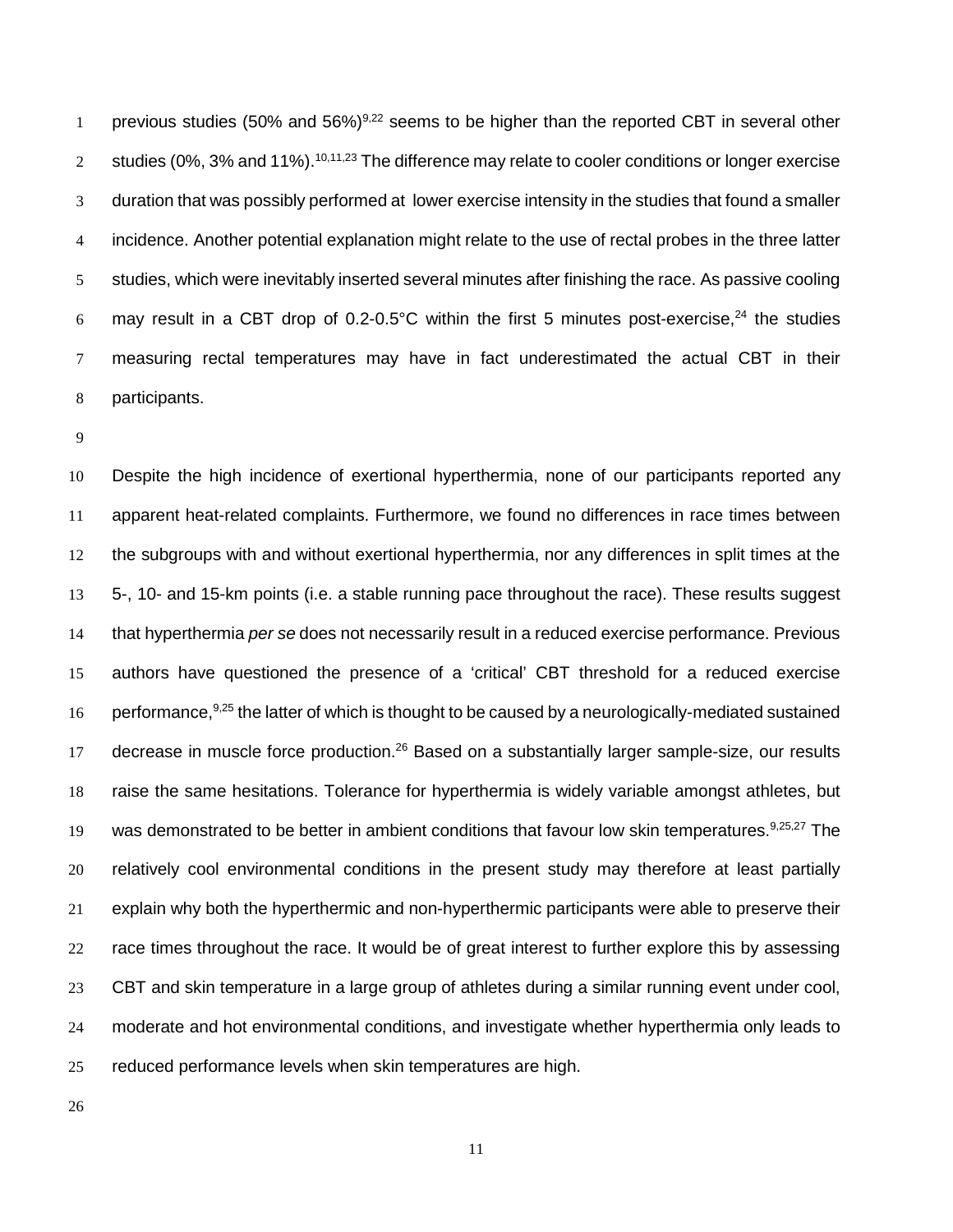previous studies (50% and 56%)[9,22] seems to be higher than the reported CBT in several other studies (0%, 3% and 11%).[10,11,23] The difference may relate to cooler conditions or longer exercise duration that was possibly performed at lower exercise intensity in the studies that found a smaller incidence. Another potential explanation might relate to the use of rectal probes in the three latter studies, which were inevitably inserted several minutes after finishing the race. As passive cooling may result in a CBT drop of 0.2-0.5°C within the first 5 minutes post-exercise,[24] the studies measuring rectal temperatures may have in fact underestimated the actual CBT in their participants.

Despite the high incidence of exertional hyperthermia, none of our participants reported any apparent heat-related complaints. Furthermore, we found no differences in race times between the subgroups with and without exertional hyperthermia, nor any differences in split times at the 5-, 10- and 15-km points (i.e. a stable running pace throughout the race). These results suggest that hyperthermia *per se* does not necessarily result in a reduced exercise performance. Previous authors have questioned the presence of a 'critical' CBT threshold for a reduced exercise performance,[9,25] the latter of which is thought to be caused by a neurologically-mediated sustained decrease in muscle force production.[26] Based on a substantially larger sample-size, our results raise the same hesitations. Tolerance for hyperthermia is widely variable amongst athletes, but was demonstrated to be better in ambient conditions that favour low skin temperatures.[9,25,27] The relatively cool environmental conditions in the present study may therefore at least partially explain why both the hyperthermic and non-hyperthermic participants were able to preserve their race times throughout the race. It would be of great interest to further explore this by assessing CBT and skin temperature in a large group of athletes during a similar running event under cool, moderate and hot environmental conditions, and investigate whether hyperthermia only leads to reduced performance levels when skin temperatures are high.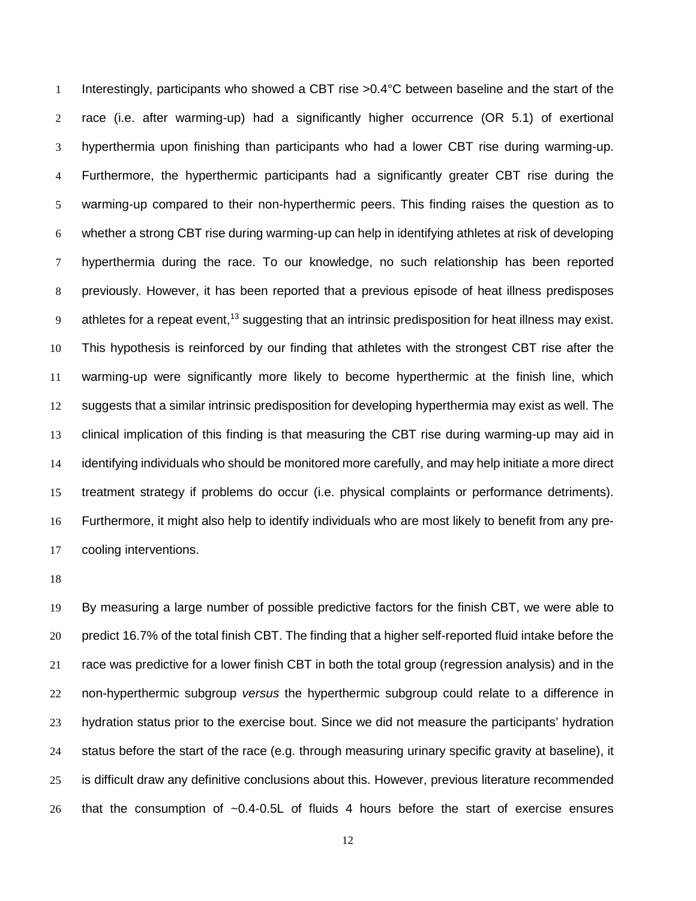Interestingly, participants who showed a CBT rise >0.4°C between baseline and the start of the race (i.e. after warming-up) had a significantly higher occurrence (OR 5.1) of exertional hyperthermia upon finishing than participants who had a lower CBT rise during warming-up. Furthermore, the hyperthermic participants had a significantly greater CBT rise during the warming-up compared to their non-hyperthermic peers. This finding raises the question as to whether a strong CBT rise during warming-up can help in identifying athletes at risk of developing hyperthermia during the race. To our knowledge, no such relationship has been reported previously. However, it has been reported that a previous episode of heat illness predisposes athletes for a repeat event,[13] suggesting that an intrinsic predisposition for heat illness may exist. This hypothesis is reinforced by our finding that athletes with the strongest CBT rise after the warming-up were significantly more likely to become hyperthermic at the finish line, which suggests that a similar intrinsic predisposition for developing hyperthermia may exist as well. The clinical implication of this finding is that measuring the CBT rise during warming-up may aid in identifying individuals who should be monitored more carefully, and may help initiate a more direct treatment strategy if problems do occur (i.e. physical complaints or performance detriments). Furthermore, it might also help to identify individuals who are most likely to benefit from any pre-cooling interventions.

By measuring a large number of possible predictive factors for the finish CBT, we were able to predict 16.7% of the total finish CBT. The finding that a higher self-reported fluid intake before the race was predictive for a lower finish CBT in both the total group (regression analysis) and in the non-hyperthermic subgroup *versus* the hyperthermic subgroup could relate to a difference in hydration status prior to the exercise bout. Since we did not measure the participants' hydration status before the start of the race (e.g. through measuring urinary specific gravity at baseline), it is difficult draw any definitive conclusions about this. However, previous literature recommended that the consumption of ~0.4-0.5L of fluids 4 hours before the start of exercise ensures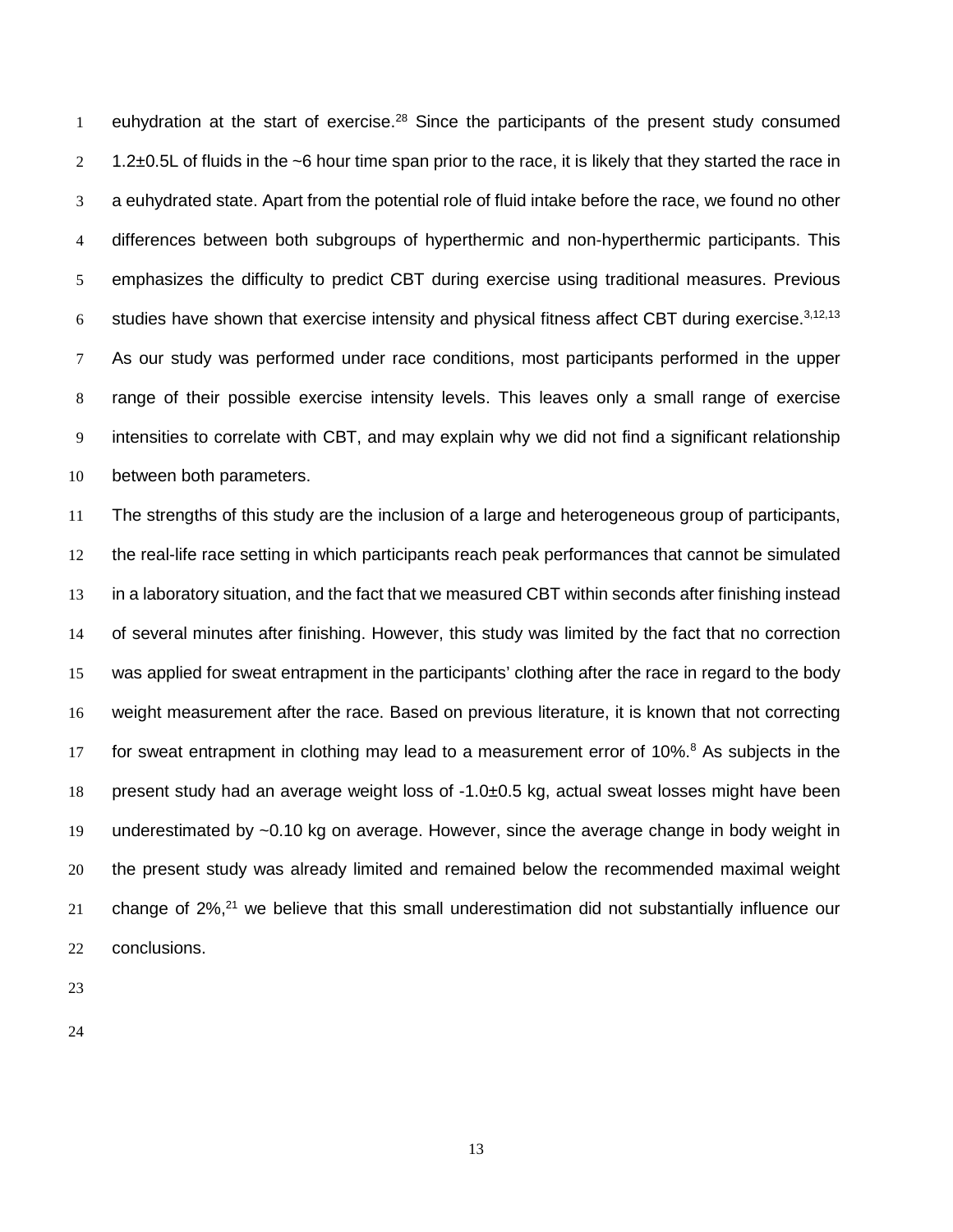euhydration at the start of exercise.[28] Since the participants of the present study consumed 1.2±0.5L of fluids in the ~6 hour time span prior to the race, it is likely that they started the race in a euhydrated state. Apart from the potential role of fluid intake before the race, we found no other differences between both subgroups of hyperthermic and non-hyperthermic participants. This emphasizes the difficulty to predict CBT during exercise using traditional measures. Previous studies have shown that exercise intensity and physical fitness affect CBT during exercise.[3,12,13] As our study was performed under race conditions, most participants performed in the upper range of their possible exercise intensity levels. This leaves only a small range of exercise intensities to correlate with CBT, and may explain why we did not find a significant relationship between both parameters.

The strengths of this study are the inclusion of a large and heterogeneous group of participants, the real-life race setting in which participants reach peak performances that cannot be simulated in a laboratory situation, and the fact that we measured CBT within seconds after finishing instead of several minutes after finishing. However, this study was limited by the fact that no correction was applied for sweat entrapment in the participants' clothing after the race in regard to the body weight measurement after the race. Based on previous literature, it is known that not correcting for sweat entrapment in clothing may lead to a measurement error of 10%.[8] As subjects in the present study had an average weight loss of -1.0±0.5 kg, actual sweat losses might have been underestimated by ~0.10 kg on average. However, since the average change in body weight in the present study was already limited and remained below the recommended maximal weight change of 2%,[21] we believe that this small underestimation did not substantially influence our conclusions.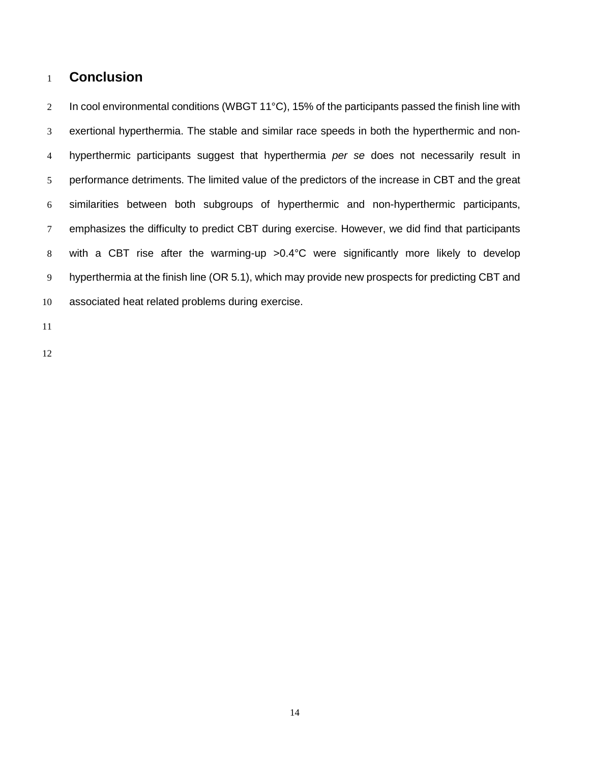## Conclusion

In cool environmental conditions (WBGT 11°C), 15% of the participants passed the finish line with exertional hyperthermia. The stable and similar race speeds in both the hyperthermic and non-hyperthermic participants suggest that hyperthermia *per se* does not necessarily result in performance detriments. The limited value of the predictors of the increase in CBT and the great similarities between both subgroups of hyperthermic and non-hyperthermic participants, emphasizes the difficulty to predict CBT during exercise. However, we did find that participants with a CBT rise after the warming-up >0.4°C were significantly more likely to develop hyperthermia at the finish line (OR 5.1), which may provide new prospects for predicting CBT and associated heat related problems during exercise.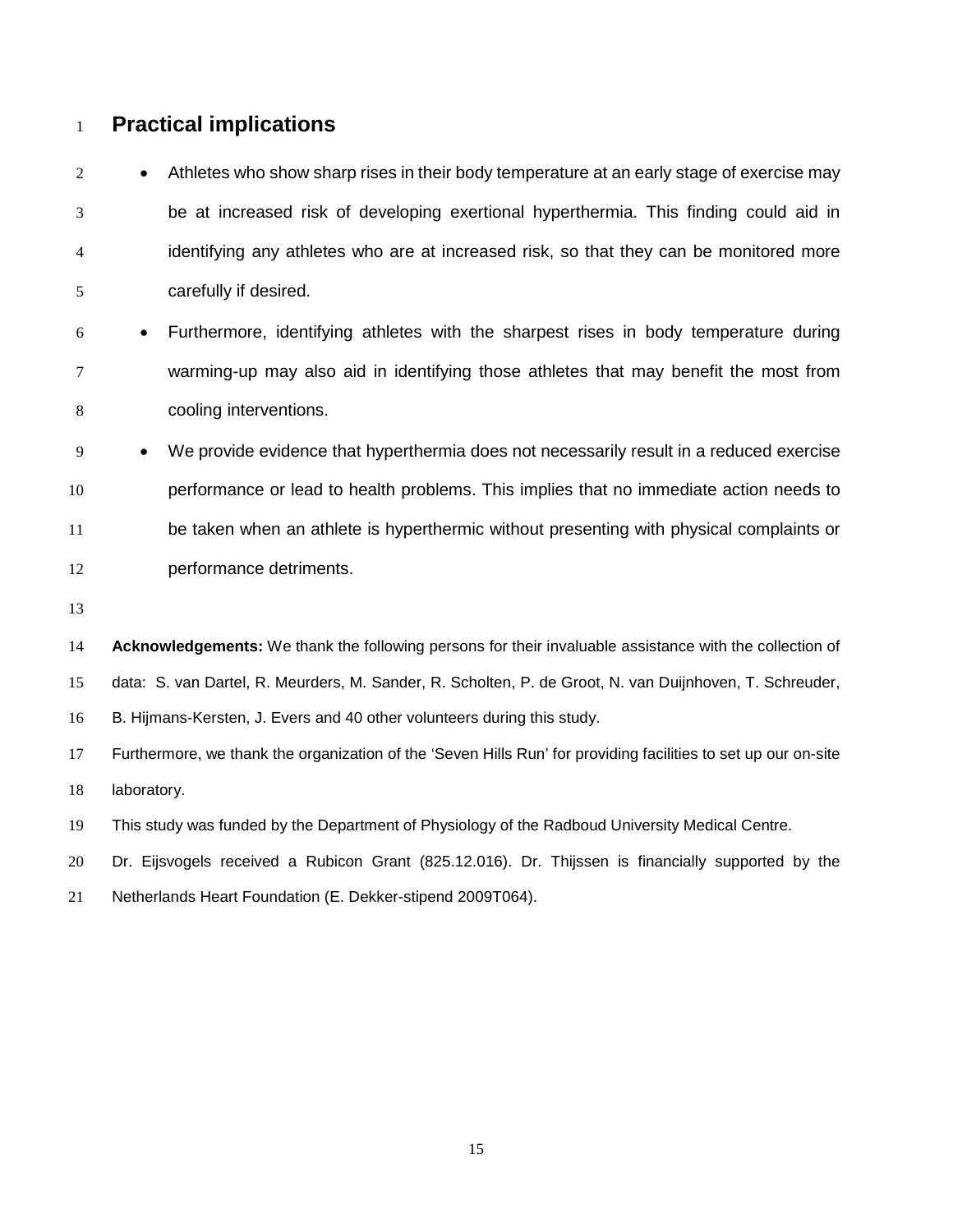## Practical implications

- Athletes who show sharp rises in their body temperature at an early stage of exercise may be at increased risk of developing exertional hyperthermia. This finding could aid in identifying any athletes who are at increased risk, so that they can be monitored more carefully if desired.
- Furthermore, identifying athletes with the sharpest rises in body temperature during warming-up may also aid in identifying those athletes that may benefit the most from cooling interventions.
- We provide evidence that hyperthermia does not necessarily result in a reduced exercise performance or lead to health problems. This implies that no immediate action needs to be taken when an athlete is hyperthermic without presenting with physical complaints or performance detriments.

**Acknowledgements:** We thank the following persons for their invaluable assistance with the collection of data: S. van Dartel, R. Meurders, M. Sander, R. Scholten, P. de Groot, N. van Duijnhoven, T. Schreuder, B. Hijmans-Kersten, J. Evers and 40 other volunteers during this study.

Furthermore, we thank the organization of the 'Seven Hills Run' for providing facilities to set up our on-site laboratory.

This study was funded by the Department of Physiology of the Radboud University Medical Centre.

Dr. Eijsvogels received a Rubicon Grant (825.12.016). Dr. Thijssen is financially supported by the Netherlands Heart Foundation (E. Dekker-stipend 2009T064).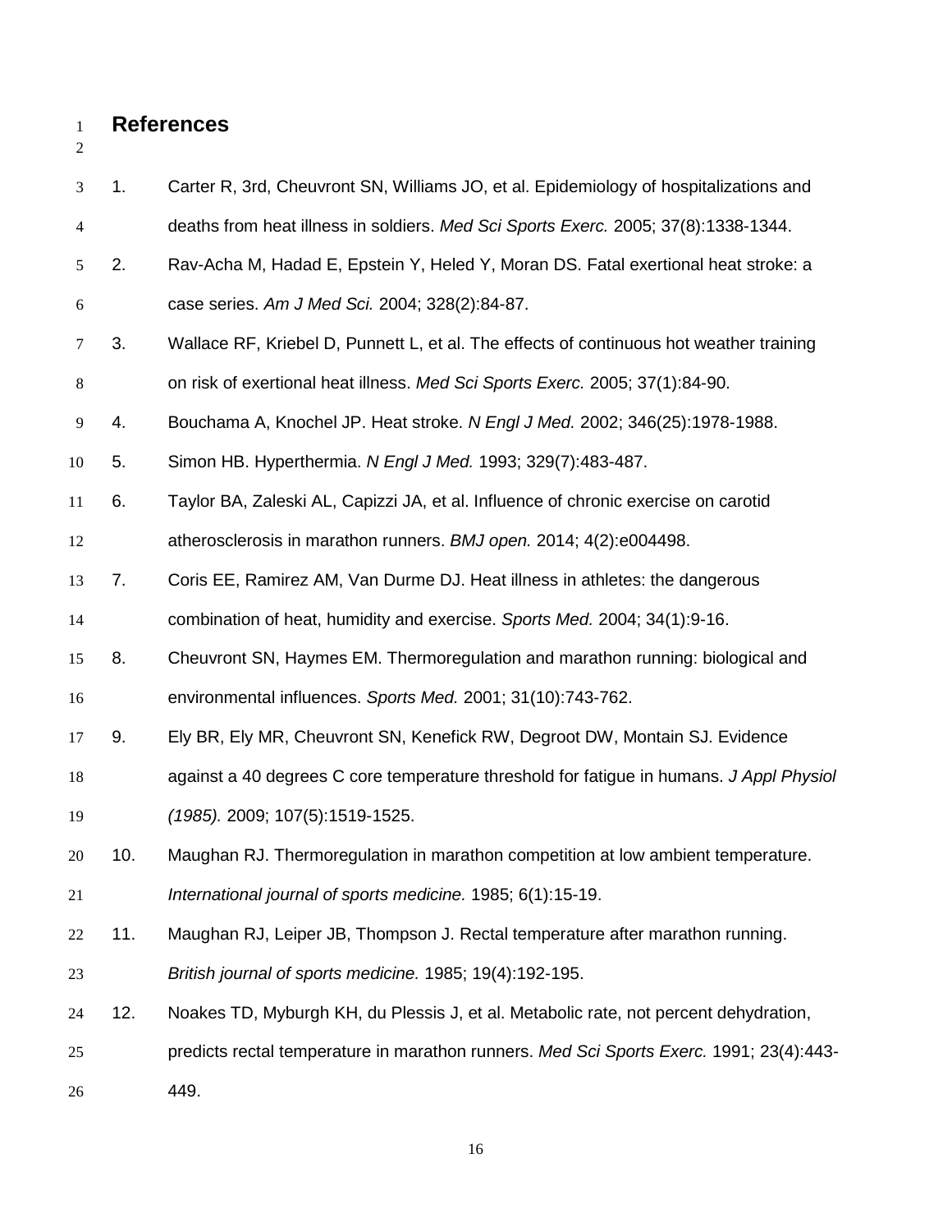## References

1. Carter R, 3rd, Cheuvront SN, Williams JO, et al. Epidemiology of hospitalizations and deaths from heat illness in soldiers. *Med Sci Sports Exerc.* 2005; 37(8):1338-1344.
2. Rav-Acha M, Hadad E, Epstein Y, Heled Y, Moran DS. Fatal exertional heat stroke: a case series. *Am J Med Sci.* 2004; 328(2):84-87.
3. Wallace RF, Kriebel D, Punnett L, et al. The effects of continuous hot weather training on risk of exertional heat illness. *Med Sci Sports Exerc.* 2005; 37(1):84-90.
4. Bouchama A, Knochel JP. Heat stroke. *N Engl J Med.* 2002; 346(25):1978-1988.
5. Simon HB. Hyperthermia. *N Engl J Med.* 1993; 329(7):483-487.
6. Taylor BA, Zaleski AL, Capizzi JA, et al. Influence of chronic exercise on carotid atherosclerosis in marathon runners. *BMJ open.* 2014; 4(2):e004498.
7. Coris EE, Ramirez AM, Van Durme DJ. Heat illness in athletes: the dangerous combination of heat, humidity and exercise. *Sports Med.* 2004; 34(1):9-16.
8. Cheuvront SN, Haymes EM. Thermoregulation and marathon running: biological and environmental influences. *Sports Med.* 2001; 31(10):743-762.
9. Ely BR, Ely MR, Cheuvront SN, Kenefick RW, Degroot DW, Montain SJ. Evidence against a 40 degrees C core temperature threshold for fatigue in humans. *J Appl Physiol (1985).* 2009; 107(5):1519-1525.
10. Maughan RJ. Thermoregulation in marathon competition at low ambient temperature. *International journal of sports medicine.* 1985; 6(1):15-19.
11. Maughan RJ, Leiper JB, Thompson J. Rectal temperature after marathon running. *British journal of sports medicine.* 1985; 19(4):192-195.
12. Noakes TD, Myburgh KH, du Plessis J, et al. Metabolic rate, not percent dehydration, predicts rectal temperature in marathon runners. *Med Sci Sports Exerc.* 1991; 23(4):443-449.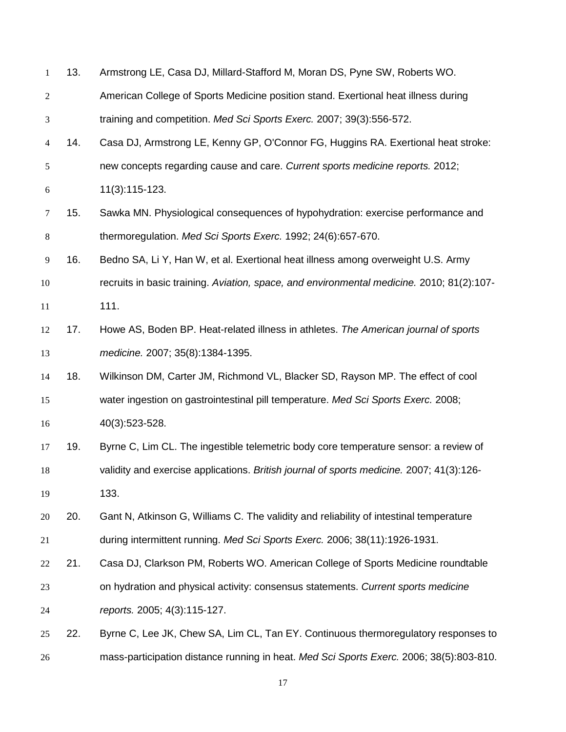13. Armstrong LE, Casa DJ, Millard-Stafford M, Moran DS, Pyne SW, Roberts WO. American College of Sports Medicine position stand. Exertional heat illness during training and competition. *Med Sci Sports Exerc.* 2007; 39(3):556-572.
14. Casa DJ, Armstrong LE, Kenny GP, O'Connor FG, Huggins RA. Exertional heat stroke: new concepts regarding cause and care. *Current sports medicine reports.* 2012; 11(3):115-123.
15. Sawka MN. Physiological consequences of hypohydration: exercise performance and thermoregulation. *Med Sci Sports Exerc.* 1992; 24(6):657-670.
16. Bedno SA, Li Y, Han W, et al. Exertional heat illness among overweight U.S. Army recruits in basic training. *Aviation, space, and environmental medicine.* 2010; 81(2):107-111.
17. Howe AS, Boden BP. Heat-related illness in athletes. *The American journal of sports medicine.* 2007; 35(8):1384-1395.
18. Wilkinson DM, Carter JM, Richmond VL, Blacker SD, Rayson MP. The effect of cool water ingestion on gastrointestinal pill temperature. *Med Sci Sports Exerc.* 2008; 40(3):523-528.
19. Byrne C, Lim CL. The ingestible telemetric body core temperature sensor: a review of validity and exercise applications. *British journal of sports medicine.* 2007; 41(3):126-133.
20. Gant N, Atkinson G, Williams C. The validity and reliability of intestinal temperature during intermittent running. *Med Sci Sports Exerc.* 2006; 38(11):1926-1931.
21. Casa DJ, Clarkson PM, Roberts WO. American College of Sports Medicine roundtable on hydration and physical activity: consensus statements. *Current sports medicine reports.* 2005; 4(3):115-127.
22. Byrne C, Lee JK, Chew SA, Lim CL, Tan EY. Continuous thermoregulatory responses to mass-participation distance running in heat. *Med Sci Sports Exerc.* 2006; 38(5):803-810.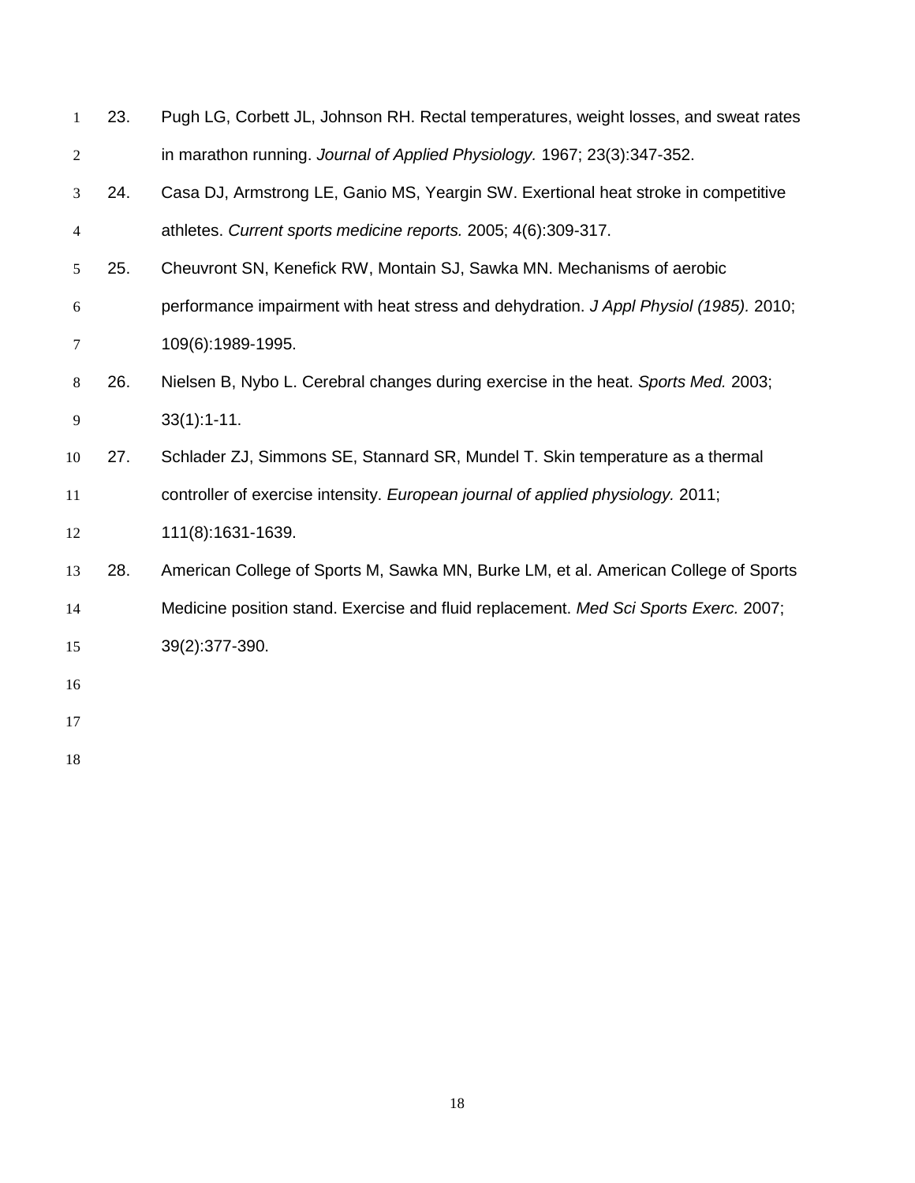23. Pugh LG, Corbett JL, Johnson RH. Rectal temperatures, weight losses, and sweat rates in marathon running. *Journal of Applied Physiology.* 1967; 23(3):347-352.
24. Casa DJ, Armstrong LE, Ganio MS, Yeargin SW. Exertional heat stroke in competitive athletes. *Current sports medicine reports.* 2005; 4(6):309-317.
25. Cheuvront SN, Kenefick RW, Montain SJ, Sawka MN. Mechanisms of aerobic performance impairment with heat stress and dehydration. *J Appl Physiol (1985).* 2010; 109(6):1989-1995.
26. Nielsen B, Nybo L. Cerebral changes during exercise in the heat. *Sports Med.* 2003; 33(1):1-11.
27. Schlader ZJ, Simmons SE, Stannard SR, Mundel T. Skin temperature as a thermal controller of exercise intensity. *European journal of applied physiology.* 2011; 111(8):1631-1639.
28. American College of Sports M, Sawka MN, Burke LM, et al. American College of Sports Medicine position stand. Exercise and fluid replacement. *Med Sci Sports Exerc.* 2007; 39(2):377-390.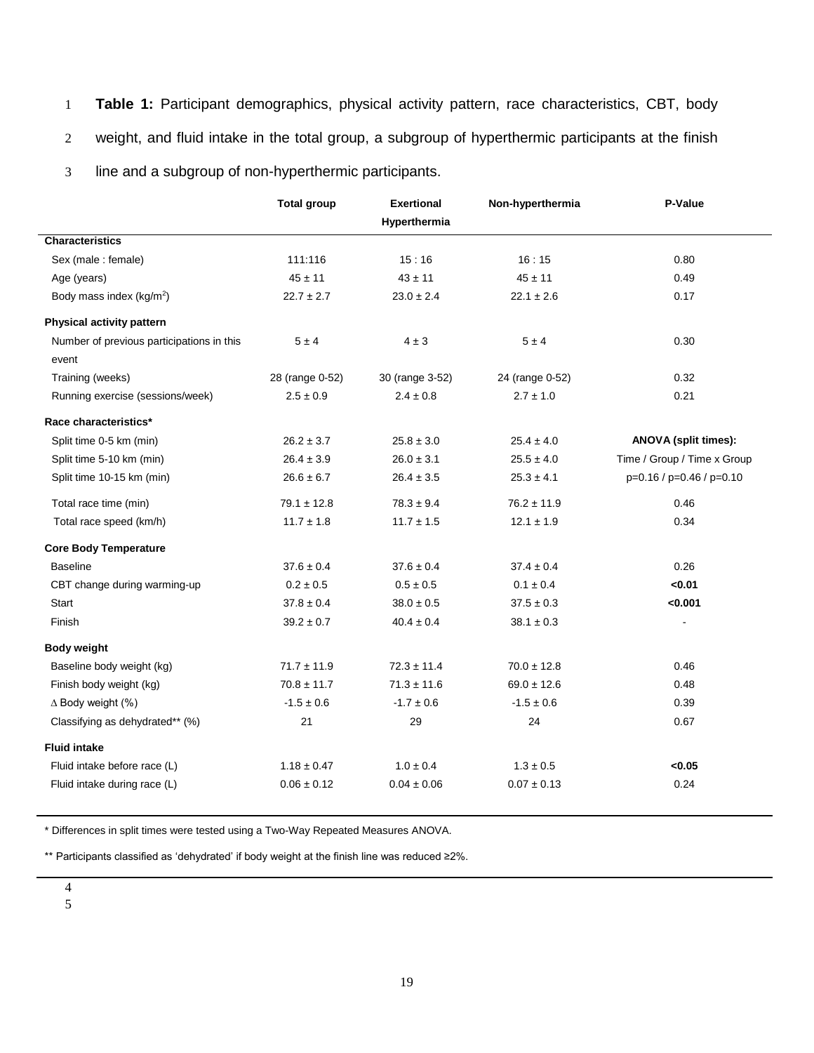**Table 1:** Participant demographics, physical activity pattern, race characteristics, CBT, body weight, and fluid intake in the total group, a subgroup of hyperthermic participants at the finish line and a subgroup of non-hyperthermic participants.

| | Total group | Exertional Hyperthermia | Non-hyperthermia | P-Value |
|---|---|---|---|---|
| **Characteristics** | | | | |
| Sex (male : female) | 111:116 | 15 : 16 | 16 : 15 | 0.80 |
| Age (years) | 45 ± 11 | 43 ± 11 | 45 ± 11 | 0.49 |
| Body mass index (kg/m$^2$) | 22.7 ± 2.7 | 23.0 ± 2.4 | 22.1 ± 2.6 | 0.17 |
| **Physical activity pattern** | | | | |
| Number of previous participations in this event | 5 ± 4 | 4 ± 3 | 5 ± 4 | 0.30 |
| Training (weeks) | 28 (range 0-52) | 30 (range 3-52) | 24 (range 0-52) | 0.32 |
| Running exercise (sessions/week) | 2.5 ± 0.9 | 2.4 ± 0.8 | 2.7 ± 1.0 | 0.21 |
| **Race characteristics*** | | | | |
| Split time 0-5 km (min) | 26.2 ± 3.7 | 25.8 ± 3.0 | 25.4 ± 4.0 | **ANOVA (split times):** |
| Split time 5-10 km (min) | 26.4 ± 3.9 | 26.0 ± 3.1 | 25.5 ± 4.0 | Time / Group / Time x Group |
| Split time 10-15 km (min) | 26.6 ± 6.7 | 26.4 ± 3.5 | 25.3 ± 4.1 | p=0.16 / p=0.46 / p=0.10 |
| Total race time (min) | 79.1 ± 12.8 | 78.3 ± 9.4 | 76.2 ± 11.9 | 0.46 |
| Total race speed (km/h) | 11.7 ± 1.8 | 11.7 ± 1.5 | 12.1 ± 1.9 | 0.34 |
| **Core Body Temperature** | | | | |
| Baseline | 37.6 ± 0.4 | 37.6 ± 0.4 | 37.4 ± 0.4 | 0.26 |
| CBT change during warming-up | 0.2 ± 0.5 | 0.5 ± 0.5 | 0.1 ± 0.4 | **<0.01** |
| Start | 37.8 ± 0.4 | 38.0 ± 0.5 | 37.5 ± 0.3 | **<0.001** |
| Finish | 39.2 ± 0.7 | 40.4 ± 0.4 | 38.1 ± 0.3 | - |
| **Body weight** | | | | |
| Baseline body weight (kg) | 71.7 ± 11.9 | 72.3 ± 11.4 | 70.0 ± 12.8 | 0.46 |
| Finish body weight (kg) | 70.8 ± 11.7 | 71.3 ± 11.6 | 69.0 ± 12.6 | 0.48 |
| Δ Body weight (%) | -1.5 ± 0.6 | -1.7 ± 0.6 | -1.5 ± 0.6 | 0.39 |
| Classifying as dehydrated** (%) | 21 | 29 | 24 | 0.67 |
| **Fluid intake** | | | | |
| Fluid intake before race (L) | 1.18 ± 0.47 | 1.0 ± 0.4 | 1.3 ± 0.5 | **<0.05** |
| Fluid intake during race (L) | 0.06 ± 0.12 | 0.04 ± 0.06 | 0.07 ± 0.13 | 0.24 |

* Differences in split times were tested using a Two-Way Repeated Measures ANOVA.

** Participants classified as 'dehydrated' if body weight at the finish line was reduced ≥2%.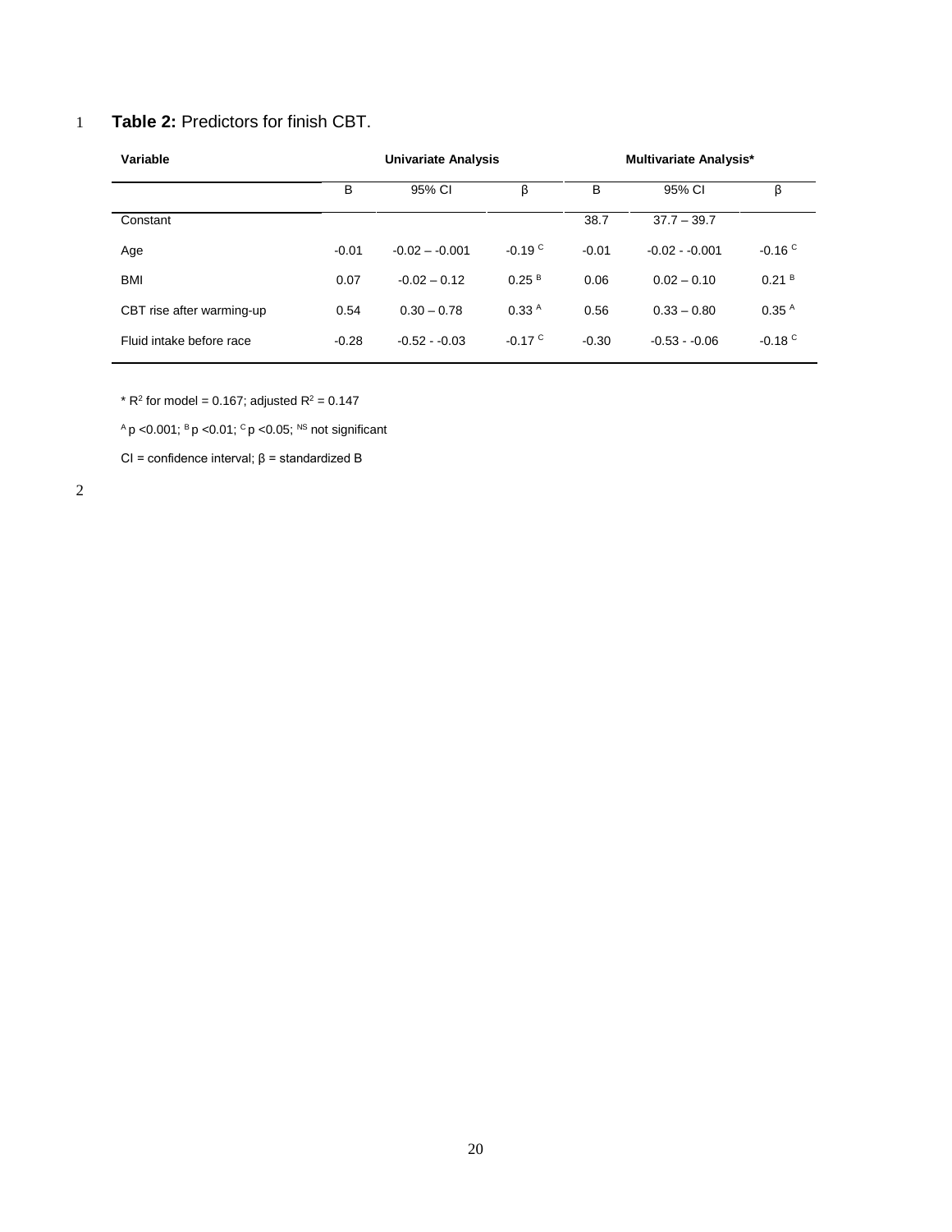**Table 2:** Predictors for finish CBT.

| Variable | Univariate Analysis | | | Multivariate Analysis* | | |
|---|---|---|---|---|---|---|
| | B | 95% CI | β | B | 95% CI | β |
| Constant | | | | 38.7 | 37.7 – 39.7 | |
| Age | -0.01 | -0.02 – -0.001 | -0.19 [C] | -0.01 | -0.02 - -0.001 | -0.16 [C] |
| BMI | 0.07 | -0.02 – 0.12 | 0.25 [B] | 0.06 | 0.02 – 0.10 | 0.21 [B] |
| CBT rise after warming-up | 0.54 | 0.30 – 0.78 | 0.33 [A] | 0.56 | 0.33 – 0.80 | 0.35 [A] |
| Fluid intake before race | -0.28 | -0.52 - -0.03 | -0.17 [C] | -0.30 | -0.53 - -0.06 | -0.18 [C] |

* $R^2$ for model = 0.167; adjusted $R^2$ = 0.147

[A] $p < 0.001$; [B] $p < 0.01$; [C] $p < 0.05$; [NS] not significant

CI = confidence interval; β = standardized B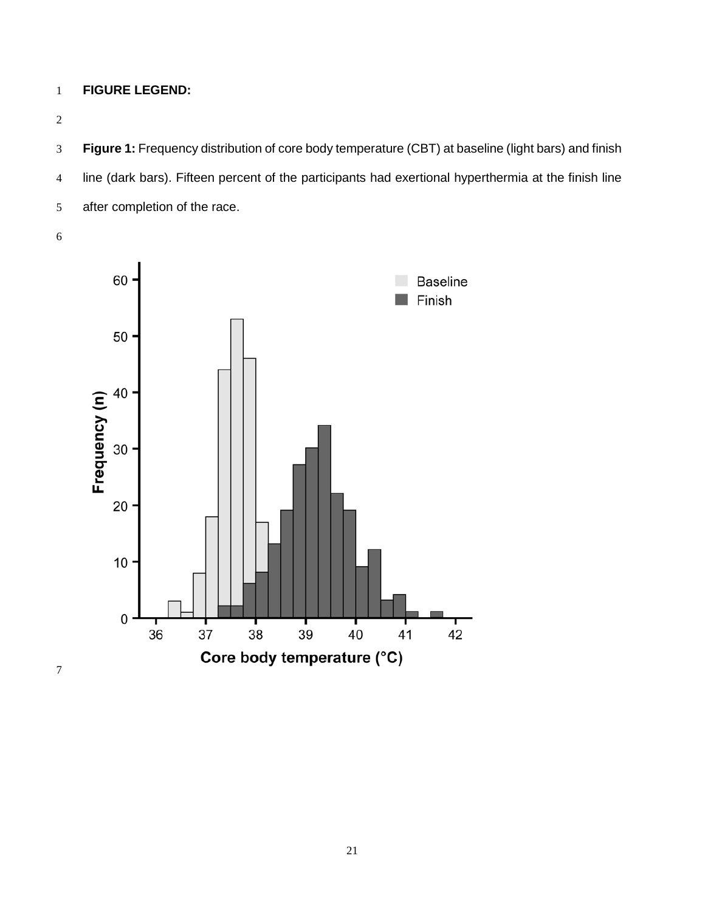**FIGURE LEGEND:**

**Figure 1:** Frequency distribution of core body temperature (CBT) at baseline (light bars) and finish line (dark bars). Fifteen percent of the participants had exertional hyperthermia at the finish line after completion of the race.

Baseline
Finish

Frequency (n)

0
10
20
30
40
50
60

36
37
38
39
40
41
42

Core body temperature (°C)